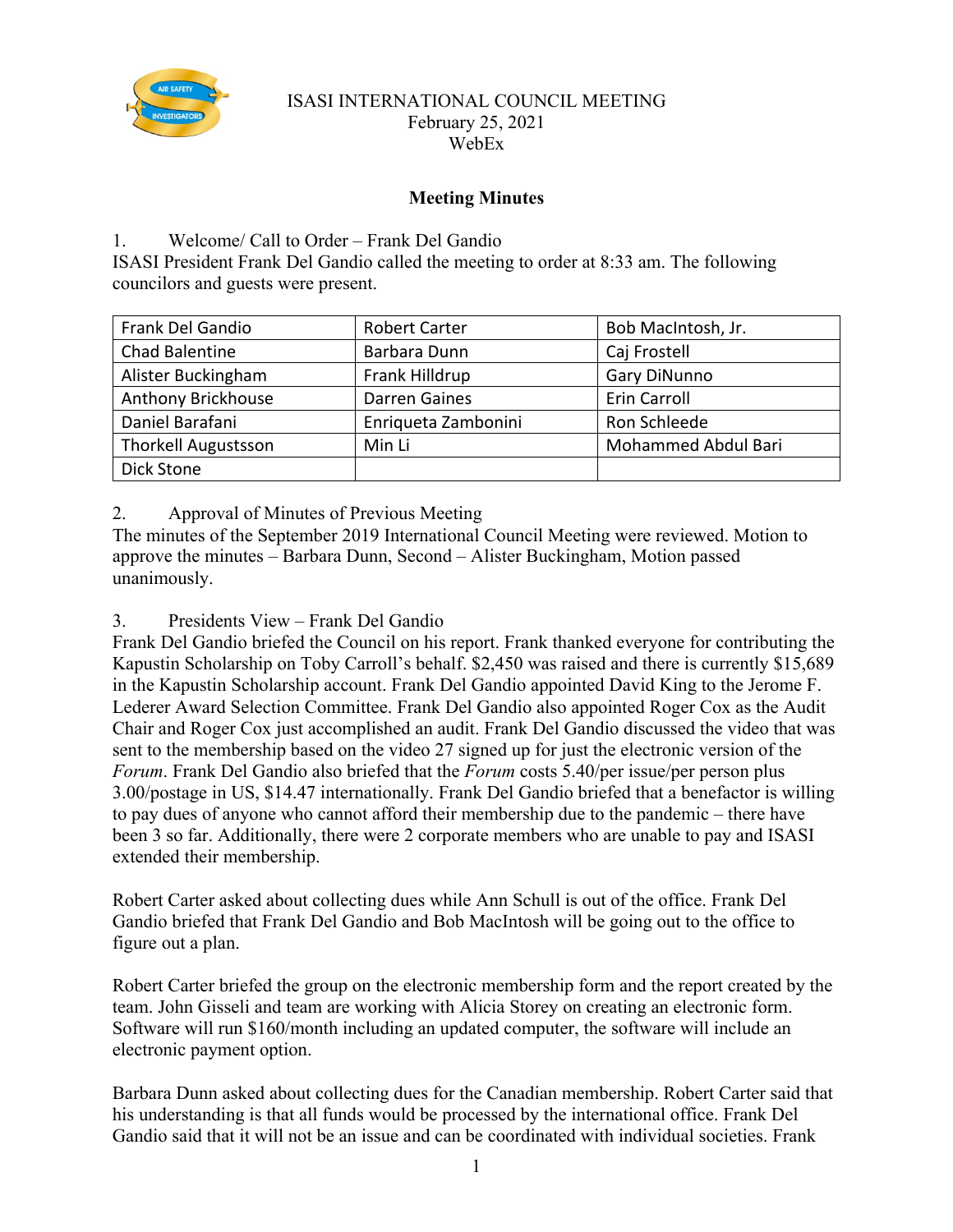ISASI INTERNATIONAL COUNCIL MEETING
February 25, 2021
WebEx

## Meeting Minutes

1. Welcome/ Call to Order – Frank Del Gandio

ISASI President Frank Del Gandio called the meeting to order at 8:33 am. The following councilors and guests were present.

| Frank Del Gandio | Robert Carter | Bob MacIntosh, Jr. |
|---|---|---|
| Chad Balentine | Barbara Dunn | Caj Frostell |
| Alister Buckingham | Frank Hilldrup | Gary DiNunno |
| Anthony Brickhouse | Darren Gaines | Erin Carroll |
| Daniel Barafani | Enriqueta Zambonini | Ron Schleede |
| Thorkell Augustsson | Min Li | Mohammed Abdul Bari |
| Dick Stone | | |

2. Approval of Minutes of Previous Meeting

The minutes of the September 2019 International Council Meeting were reviewed. Motion to approve the minutes – Barbara Dunn, Second – Alister Buckingham, Motion passed unanimously.

3. Presidents View – Frank Del Gandio

Frank Del Gandio briefed the Council on his report. Frank thanked everyone for contributing the Kapustin Scholarship on Toby Carroll's behalf. $2,450 was raised and there is currently $15,689 in the Kapustin Scholarship account. Frank Del Gandio appointed David King to the Jerome F. Lederer Award Selection Committee. Frank Del Gandio also appointed Roger Cox as the Audit Chair and Roger Cox just accomplished an audit. Frank Del Gandio discussed the video that was sent to the membership based on the video 27 signed up for just the electronic version of the *Forum*. Frank Del Gandio also briefed that the *Forum* costs 5.40/per issue/per person plus 3.00/postage in US, $14.47 internationally. Frank Del Gandio briefed that a benefactor is willing to pay dues of anyone who cannot afford their membership due to the pandemic – there have been 3 so far. Additionally, there were 2 corporate members who are unable to pay and ISASI extended their membership.

Robert Carter asked about collecting dues while Ann Schull is out of the office. Frank Del Gandio briefed that Frank Del Gandio and Bob MacIntosh will be going out to the office to figure out a plan.

Robert Carter briefed the group on the electronic membership form and the report created by the team. John Gisseli and team are working with Alicia Storey on creating an electronic form. Software will run $160/month including an updated computer, the software will include an electronic payment option.

Barbara Dunn asked about collecting dues for the Canadian membership. Robert Carter said that his understanding is that all funds would be processed by the international office. Frank Del Gandio said that it will not be an issue and can be coordinated with individual societies. Frank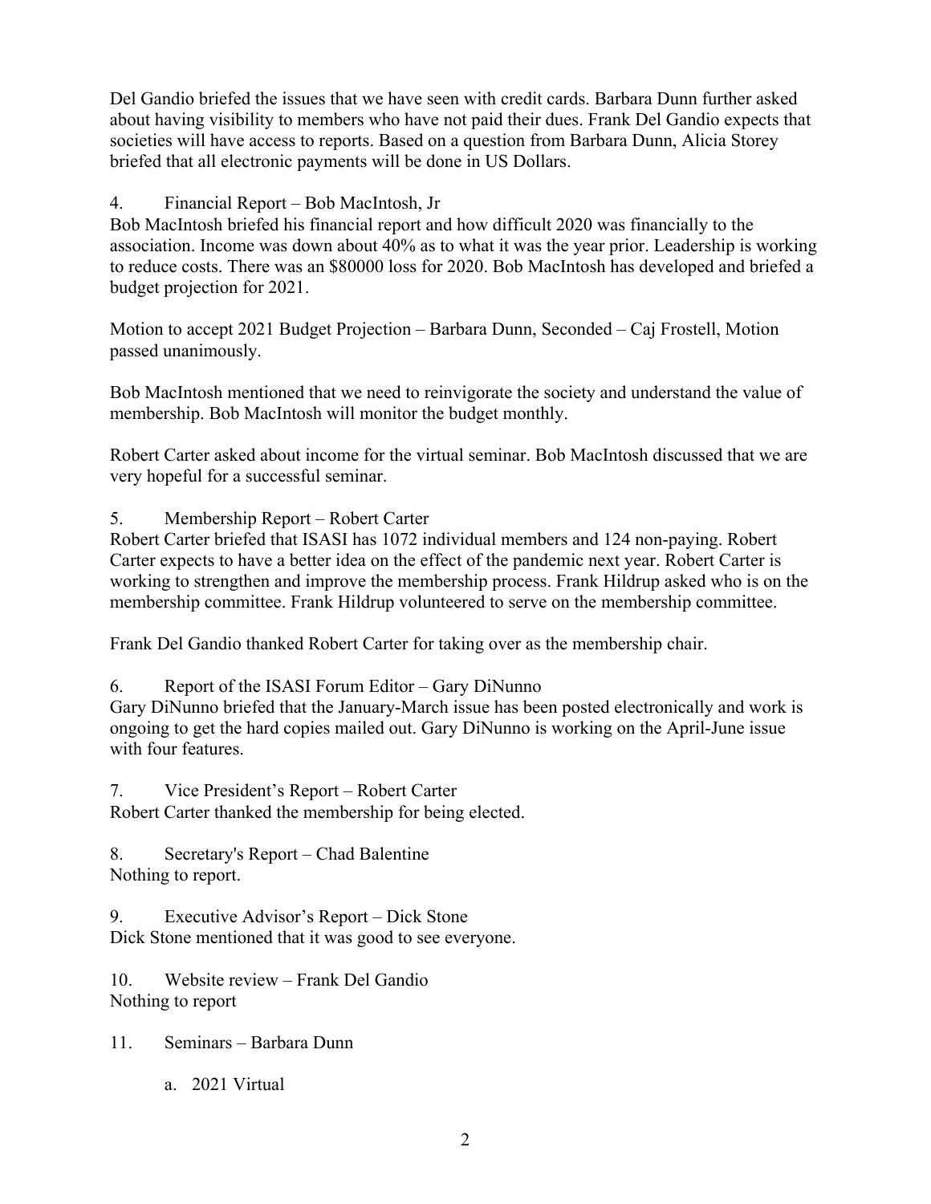Del Gandio briefed the issues that we have seen with credit cards. Barbara Dunn further asked about having visibility to members who have not paid their dues. Frank Del Gandio expects that societies will have access to reports. Based on a question from Barbara Dunn, Alicia Storey briefed that all electronic payments will be done in US Dollars.

4. Financial Report – Bob MacIntosh, Jr

Bob MacIntosh briefed his financial report and how difficult 2020 was financially to the association. Income was down about 40% as to what it was the year prior. Leadership is working to reduce costs. There was an $80000 loss for 2020. Bob MacIntosh has developed and briefed a budget projection for 2021.

Motion to accept 2021 Budget Projection – Barbara Dunn, Seconded – Caj Frostell, Motion passed unanimously.

Bob MacIntosh mentioned that we need to reinvigorate the society and understand the value of membership. Bob MacIntosh will monitor the budget monthly.

Robert Carter asked about income for the virtual seminar. Bob MacIntosh discussed that we are very hopeful for a successful seminar.

5. Membership Report – Robert Carter

Robert Carter briefed that ISASI has 1072 individual members and 124 non-paying. Robert Carter expects to have a better idea on the effect of the pandemic next year. Robert Carter is working to strengthen and improve the membership process. Frank Hildrup asked who is on the membership committee. Frank Hildrup volunteered to serve on the membership committee.

Frank Del Gandio thanked Robert Carter for taking over as the membership chair.

6. Report of the ISASI Forum Editor – Gary DiNunno

Gary DiNunno briefed that the January-March issue has been posted electronically and work is ongoing to get the hard copies mailed out. Gary DiNunno is working on the April-June issue with four features.

7. Vice President's Report – Robert Carter

Robert Carter thanked the membership for being elected.

8. Secretary's Report – Chad Balentine

Nothing to report.

9. Executive Advisor's Report – Dick Stone

Dick Stone mentioned that it was good to see everyone.

10. Website review – Frank Del Gandio

Nothing to report

11. Seminars – Barbara Dunn

   a. 2021 Virtual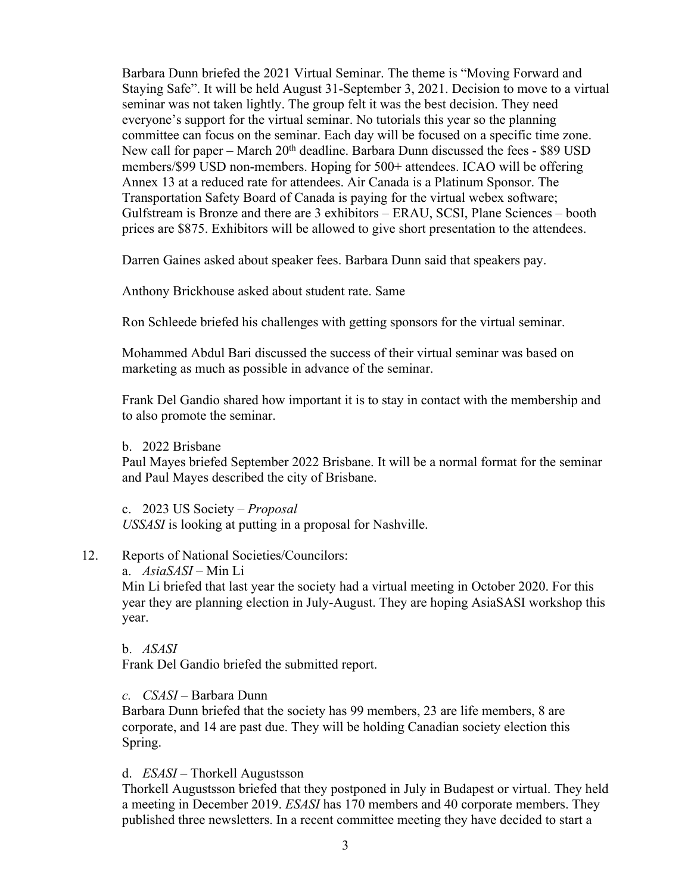Barbara Dunn briefed the 2021 Virtual Seminar. The theme is "Moving Forward and Staying Safe". It will be held August 31-September 3, 2021. Decision to move to a virtual seminar was not taken lightly. The group felt it was the best decision. They need everyone's support for the virtual seminar. No tutorials this year so the planning committee can focus on the seminar. Each day will be focused on a specific time zone. New call for paper – March 20th deadline. Barbara Dunn discussed the fees - $89 USD members/$99 USD non-members. Hoping for 500+ attendees. ICAO will be offering Annex 13 at a reduced rate for attendees. Air Canada is a Platinum Sponsor. The Transportation Safety Board of Canada is paying for the virtual webex software; Gulfstream is Bronze and there are 3 exhibitors – ERAU, SCSI, Plane Sciences – booth prices are $875. Exhibitors will be allowed to give short presentation to the attendees.

Darren Gaines asked about speaker fees. Barbara Dunn said that speakers pay.

Anthony Brickhouse asked about student rate. Same

Ron Schleede briefed his challenges with getting sponsors for the virtual seminar.

Mohammed Abdul Bari discussed the success of their virtual seminar was based on marketing as much as possible in advance of the seminar.

Frank Del Gandio shared how important it is to stay in contact with the membership and to also promote the seminar.

b. 2022 Brisbane

Paul Mayes briefed September 2022 Brisbane. It will be a normal format for the seminar and Paul Mayes described the city of Brisbane.

c. 2023 US Society – *Proposal*

*USSASI* is looking at putting in a proposal for Nashville.

12. Reports of National Societies/Councilors:

a. *AsiaSASI* – Min Li

Min Li briefed that last year the society had a virtual meeting in October 2020. For this year they are planning election in July-August. They are hoping AsiaSASI workshop this year.

b. *ASASI*

Frank Del Gandio briefed the submitted report.

*c. CSASI* – Barbara Dunn

Barbara Dunn briefed that the society has 99 members, 23 are life members, 8 are corporate, and 14 are past due. They will be holding Canadian society election this Spring.

d. *ESASI* – Thorkell Augustsson

Thorkell Augustsson briefed that they postponed in July in Budapest or virtual. They held a meeting in December 2019. *ESASI* has 170 members and 40 corporate members. They published three newsletters. In a recent committee meeting they have decided to start a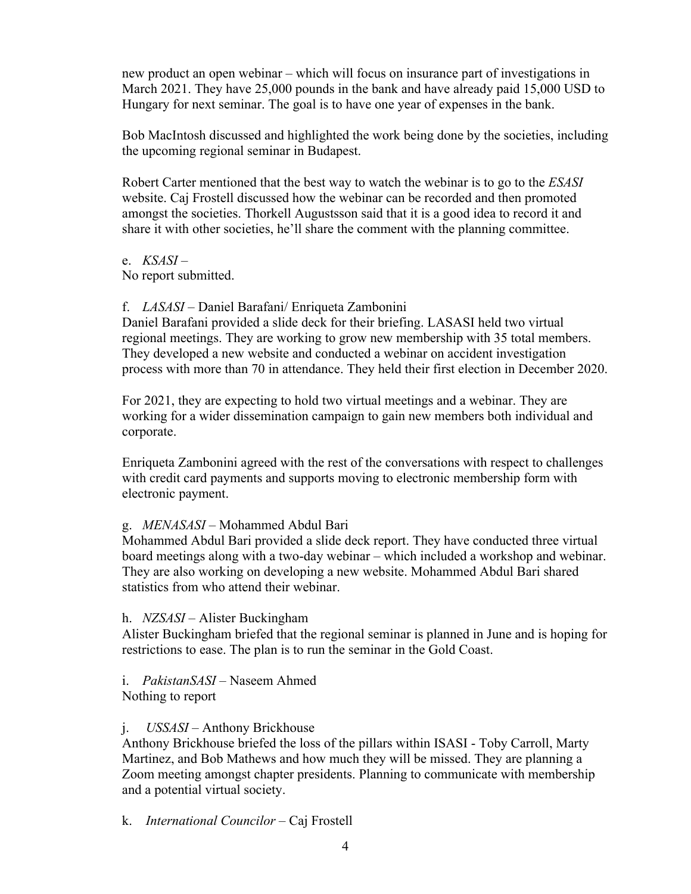new product an open webinar – which will focus on insurance part of investigations in March 2021. They have 25,000 pounds in the bank and have already paid 15,000 USD to Hungary for next seminar. The goal is to have one year of expenses in the bank.

Bob MacIntosh discussed and highlighted the work being done by the societies, including the upcoming regional seminar in Budapest.

Robert Carter mentioned that the best way to watch the webinar is to go to the *ESASI* website. Caj Frostell discussed how the webinar can be recorded and then promoted amongst the societies. Thorkell Augustsson said that it is a good idea to record it and share it with other societies, he'll share the comment with the planning committee.

e. *KSASI* –
No report submitted.

f. *LASASI* – Daniel Barafani/ Enriqueta Zambonini
Daniel Barafani provided a slide deck for their briefing. LASASI held two virtual regional meetings. They are working to grow new membership with 35 total members. They developed a new website and conducted a webinar on accident investigation process with more than 70 in attendance. They held their first election in December 2020.

For 2021, they are expecting to hold two virtual meetings and a webinar. They are working for a wider dissemination campaign to gain new members both individual and corporate.

Enriqueta Zambonini agreed with the rest of the conversations with respect to challenges with credit card payments and supports moving to electronic membership form with electronic payment.

g. *MENASASI* – Mohammed Abdul Bari
Mohammed Abdul Bari provided a slide deck report. They have conducted three virtual board meetings along with a two-day webinar – which included a workshop and webinar. They are also working on developing a new website. Mohammed Abdul Bari shared statistics from who attend their webinar.

h. *NZSASI* – Alister Buckingham
Alister Buckingham briefed that the regional seminar is planned in June and is hoping for restrictions to ease. The plan is to run the seminar in the Gold Coast.

i. *PakistanSASI* – Naseem Ahmed
Nothing to report

j. *USSASI* – Anthony Brickhouse
Anthony Brickhouse briefed the loss of the pillars within ISASI - Toby Carroll, Marty Martinez, and Bob Mathews and how much they will be missed. They are planning a Zoom meeting amongst chapter presidents. Planning to communicate with membership and a potential virtual society.

k. *International Councilor* – Caj Frostell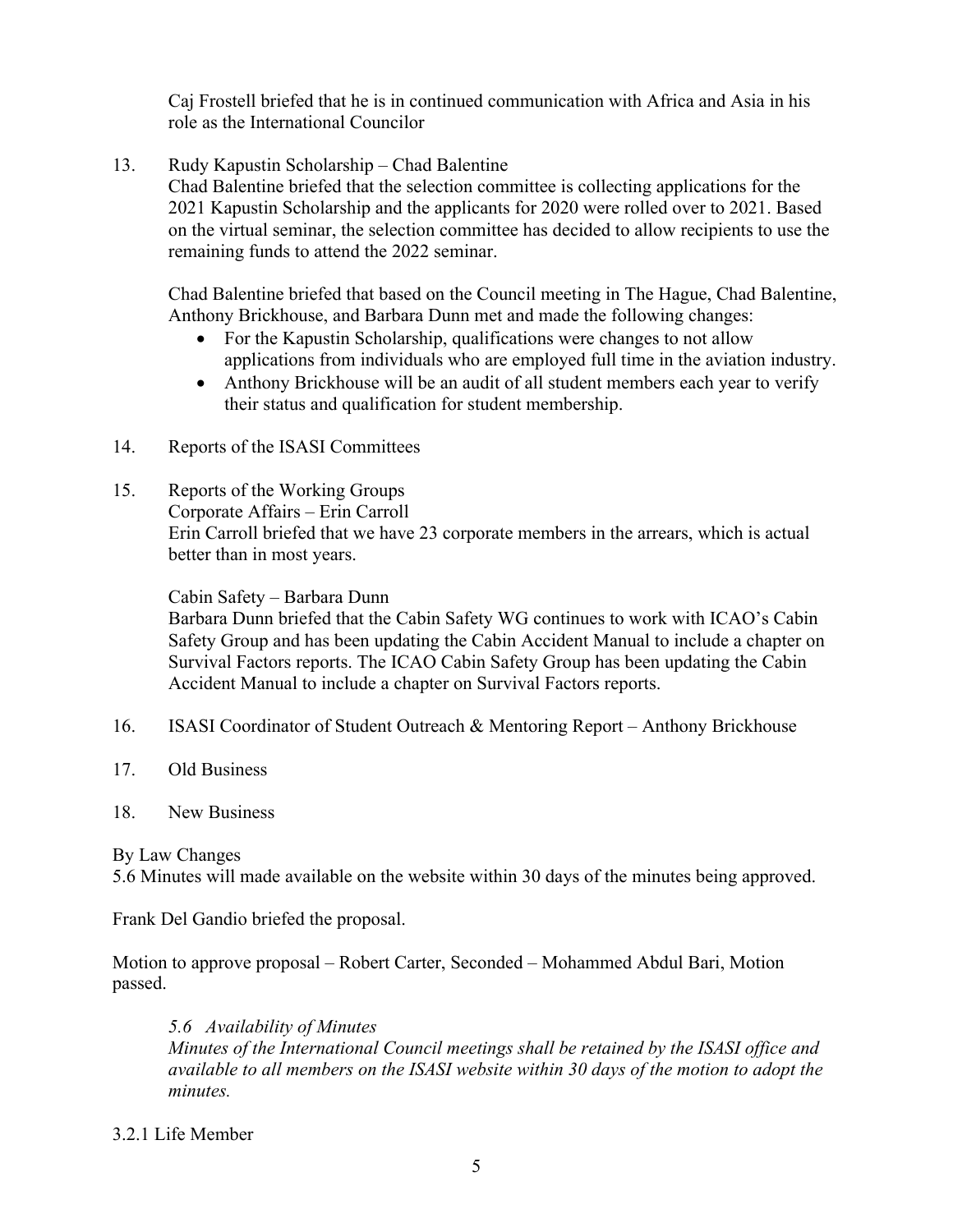Caj Frostell briefed that he is in continued communication with Africa and Asia in his role as the International Councilor

13. Rudy Kapustin Scholarship – Chad Balentine

    Chad Balentine briefed that the selection committee is collecting applications for the 2021 Kapustin Scholarship and the applicants for 2020 were rolled over to 2021. Based on the virtual seminar, the selection committee has decided to allow recipients to use the remaining funds to attend the 2022 seminar.

    Chad Balentine briefed that based on the Council meeting in The Hague, Chad Balentine, Anthony Brickhouse, and Barbara Dunn met and made the following changes:

    - For the Kapustin Scholarship, qualifications were changes to not allow applications from individuals who are employed full time in the aviation industry.
    - Anthony Brickhouse will be an audit of all student members each year to verify their status and qualification for student membership.

14. Reports of the ISASI Committees

15. Reports of the Working Groups

    Corporate Affairs – Erin Carroll

    Erin Carroll briefed that we have 23 corporate members in the arrears, which is actual better than in most years.

    Cabin Safety – Barbara Dunn

    Barbara Dunn briefed that the Cabin Safety WG continues to work with ICAO's Cabin Safety Group and has been updating the Cabin Accident Manual to include a chapter on Survival Factors reports. The ICAO Cabin Safety Group has been updating the Cabin Accident Manual to include a chapter on Survival Factors reports.

16. ISASI Coordinator of Student Outreach & Mentoring Report – Anthony Brickhouse

17. Old Business

18. New Business

By Law Changes

5.6 Minutes will made available on the website within 30 days of the minutes being approved.

Frank Del Gandio briefed the proposal.

Motion to approve proposal – Robert Carter, Seconded – Mohammed Abdul Bari, Motion passed.

> *5.6 Availability of Minutes*
>
> *Minutes of the International Council meetings shall be retained by the ISASI office and available to all members on the ISASI website within 30 days of the motion to adopt the minutes.*

3.2.1 Life Member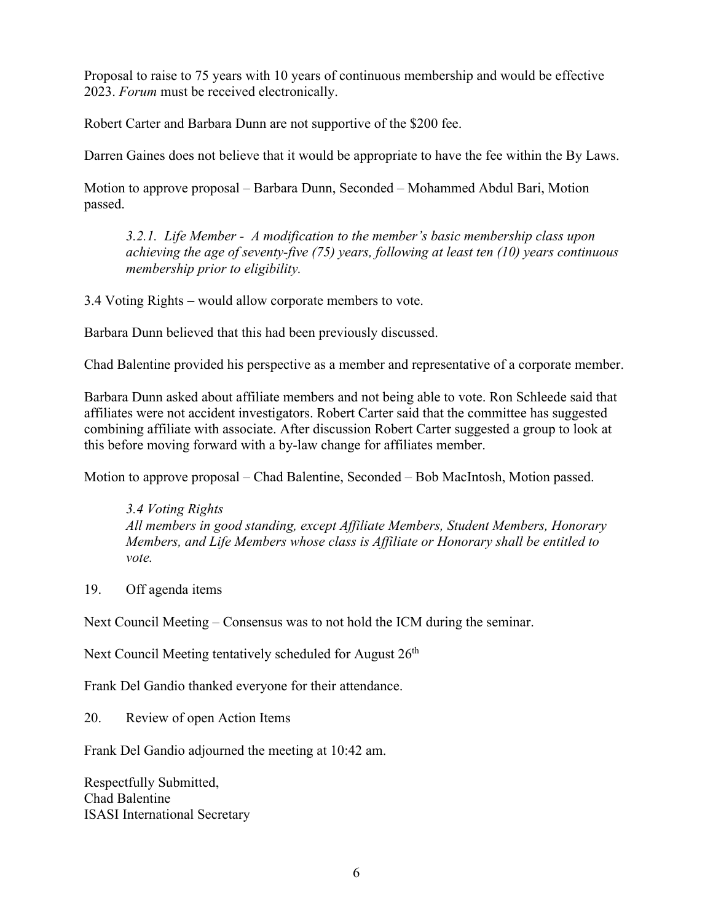Proposal to raise to 75 years with 10 years of continuous membership and would be effective 2023. *Forum* must be received electronically.

Robert Carter and Barbara Dunn are not supportive of the $200 fee.

Darren Gaines does not believe that it would be appropriate to have the fee within the By Laws.

Motion to approve proposal – Barbara Dunn, Seconded – Mohammed Abdul Bari, Motion passed.

> *3.2.1. Life Member - A modification to the member's basic membership class upon achieving the age of seventy-five (75) years, following at least ten (10) years continuous membership prior to eligibility.*

3.4 Voting Rights – would allow corporate members to vote.

Barbara Dunn believed that this had been previously discussed.

Chad Balentine provided his perspective as a member and representative of a corporate member.

Barbara Dunn asked about affiliate members and not being able to vote. Ron Schleede said that affiliates were not accident investigators. Robert Carter said that the committee has suggested combining affiliate with associate. After discussion Robert Carter suggested a group to look at this before moving forward with a by-law change for affiliates member.

Motion to approve proposal – Chad Balentine, Seconded – Bob MacIntosh, Motion passed.

> *3.4 Voting Rights*
> *All members in good standing, except Affiliate Members, Student Members, Honorary Members, and Life Members whose class is Affiliate or Honorary shall be entitled to vote.*

19. Off agenda items

Next Council Meeting – Consensus was to not hold the ICM during the seminar.

Next Council Meeting tentatively scheduled for August 26th

Frank Del Gandio thanked everyone for their attendance.

20. Review of open Action Items

Frank Del Gandio adjourned the meeting at 10:42 am.

Respectfully Submitted,
Chad Balentine
ISASI International Secretary